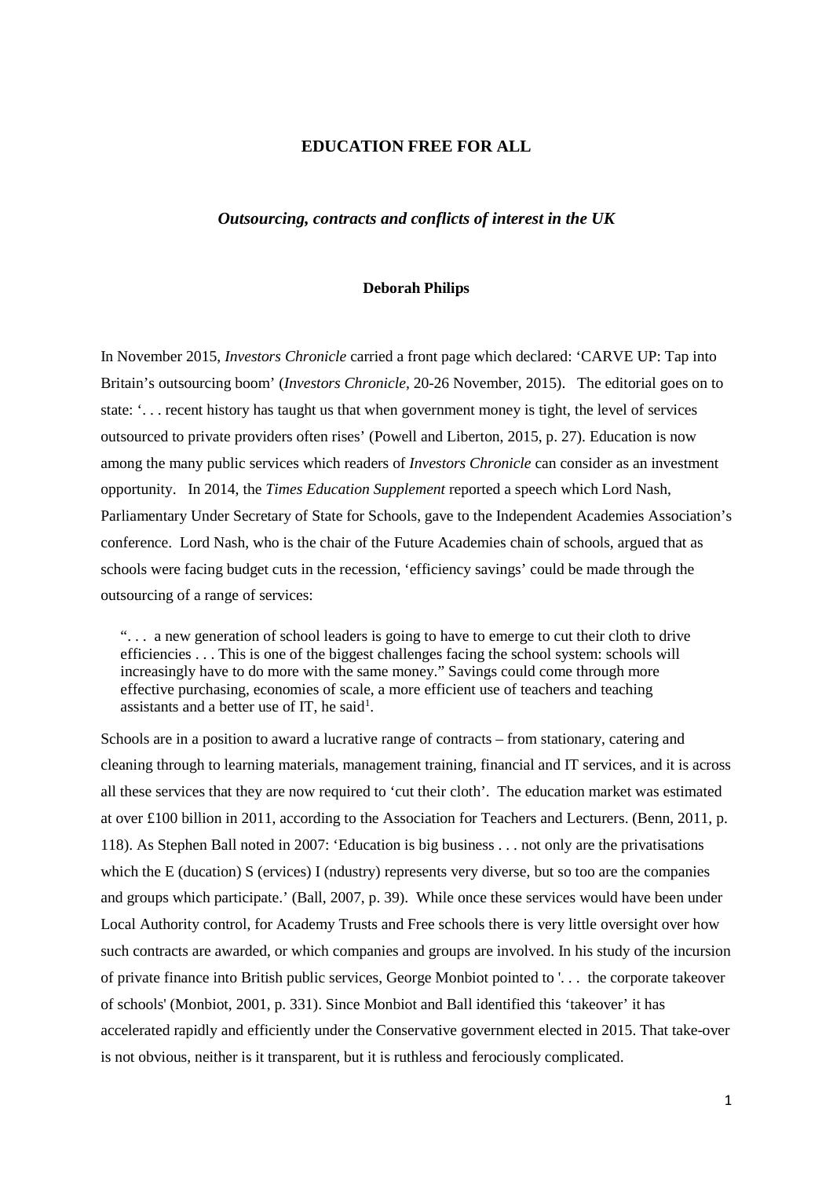# EDUCATION FREE FOR ALL

## *Outsourcing, contracts and conflicts of interest in the UK*

**Deborah Philips**

In November 2015, *Investors Chronicle* carried a front page which declared: 'CARVE UP: Tap into Britain's outsourcing boom' (*Investors Chronicle*, 20-26 November, 2015). The editorial goes on to state: '. . . recent history has taught us that when government money is tight, the level of services outsourced to private providers often rises' (Powell and Liberton, 2015, p. 27). Education is now among the many public services which readers of *Investors Chronicle* can consider as an investment opportunity. In 2014, the *Times Education Supplement* reported a speech which Lord Nash, Parliamentary Under Secretary of State for Schools, gave to the Independent Academies Association's conference. Lord Nash, who is the chair of the Future Academies chain of schools, argued that as schools were facing budget cuts in the recession, 'efficiency savings' could be made through the outsourcing of a range of services:

> ". . . a new generation of school leaders is going to have to emerge to cut their cloth to drive efficiencies . . . This is one of the biggest challenges facing the school system: schools will increasingly have to do more with the same money." Savings could come through more effective purchasing, economies of scale, a more efficient use of teachers and teaching assistants and a better use of IT, he said[1].

Schools are in a position to award a lucrative range of contracts – from stationary, catering and cleaning through to learning materials, management training, financial and IT services, and it is across all these services that they are now required to 'cut their cloth'. The education market was estimated at over £100 billion in 2011, according to the Association for Teachers and Lecturers. (Benn, 2011, p. 118). As Stephen Ball noted in 2007: 'Education is big business . . . not only are the privatisations which the E (ducation) S (ervices) I (ndustry) represents very diverse, but so too are the companies and groups which participate.' (Ball, 2007, p. 39). While once these services would have been under Local Authority control, for Academy Trusts and Free schools there is very little oversight over how such contracts are awarded, or which companies and groups are involved. In his study of the incursion of private finance into British public services, George Monbiot pointed to '. . . the corporate takeover of schools' (Monbiot, 2001, p. 331). Since Monbiot and Ball identified this 'takeover' it has accelerated rapidly and efficiently under the Conservative government elected in 2015. That take-over is not obvious, neither is it transparent, but it is ruthless and ferociously complicated.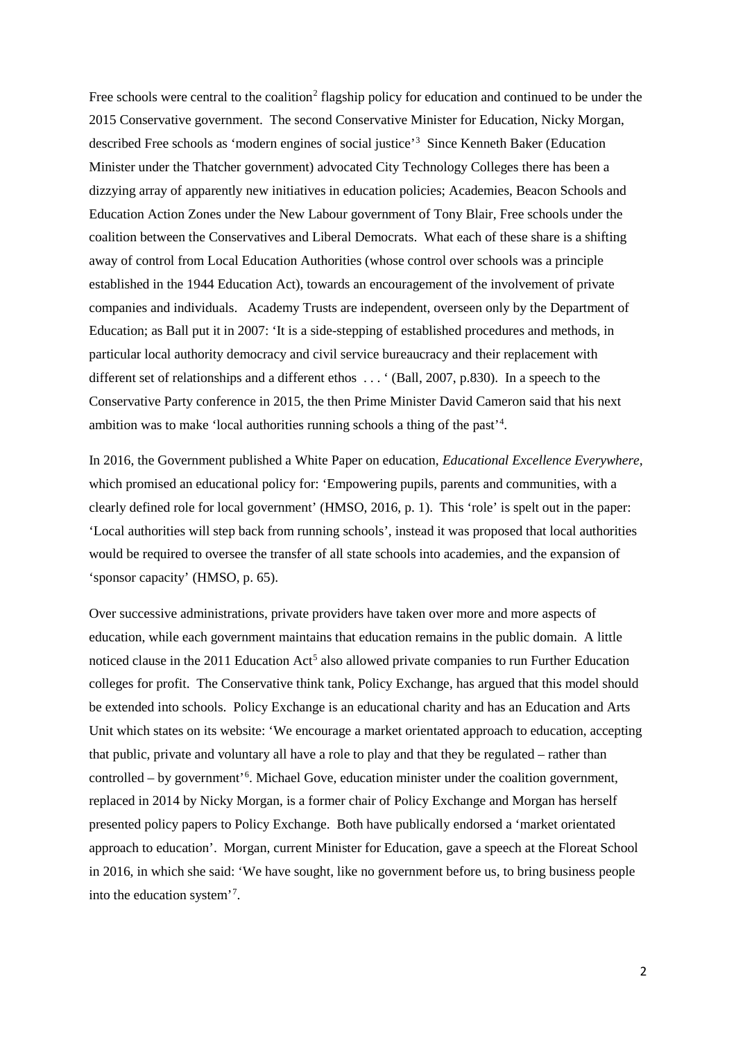Free schools were central to the coalition[2] flagship policy for education and continued to be under the 2015 Conservative government. The second Conservative Minister for Education, Nicky Morgan, described Free schools as 'modern engines of social justice'[3] Since Kenneth Baker (Education Minister under the Thatcher government) advocated City Technology Colleges there has been a dizzying array of apparently new initiatives in education policies; Academies, Beacon Schools and Education Action Zones under the New Labour government of Tony Blair, Free schools under the coalition between the Conservatives and Liberal Democrats. What each of these share is a shifting away of control from Local Education Authorities (whose control over schools was a principle established in the 1944 Education Act), towards an encouragement of the involvement of private companies and individuals. Academy Trusts are independent, overseen only by the Department of Education; as Ball put it in 2007: 'It is a side-stepping of established procedures and methods, in particular local authority democracy and civil service bureaucracy and their replacement with different set of relationships and a different ethos . . . ' (Ball, 2007, p.830). In a speech to the Conservative Party conference in 2015, the then Prime Minister David Cameron said that his next ambition was to make 'local authorities running schools a thing of the past'[4].

In 2016, the Government published a White Paper on education, *Educational Excellence Everywhere*, which promised an educational policy for: 'Empowering pupils, parents and communities, with a clearly defined role for local government' (HMSO, 2016, p. 1). This 'role' is spelt out in the paper: 'Local authorities will step back from running schools', instead it was proposed that local authorities would be required to oversee the transfer of all state schools into academies, and the expansion of 'sponsor capacity' (HMSO, p. 65).

Over successive administrations, private providers have taken over more and more aspects of education, while each government maintains that education remains in the public domain. A little noticed clause in the 2011 Education Act[5] also allowed private companies to run Further Education colleges for profit. The Conservative think tank, Policy Exchange, has argued that this model should be extended into schools. Policy Exchange is an educational charity and has an Education and Arts Unit which states on its website: 'We encourage a market orientated approach to education, accepting that public, private and voluntary all have a role to play and that they be regulated – rather than controlled – by government'[6]. Michael Gove, education minister under the coalition government, replaced in 2014 by Nicky Morgan, is a former chair of Policy Exchange and Morgan has herself presented policy papers to Policy Exchange. Both have publically endorsed a 'market orientated approach to education'. Morgan, current Minister for Education, gave a speech at the Floreat School in 2016, in which she said: 'We have sought, like no government before us, to bring business people into the education system'[7].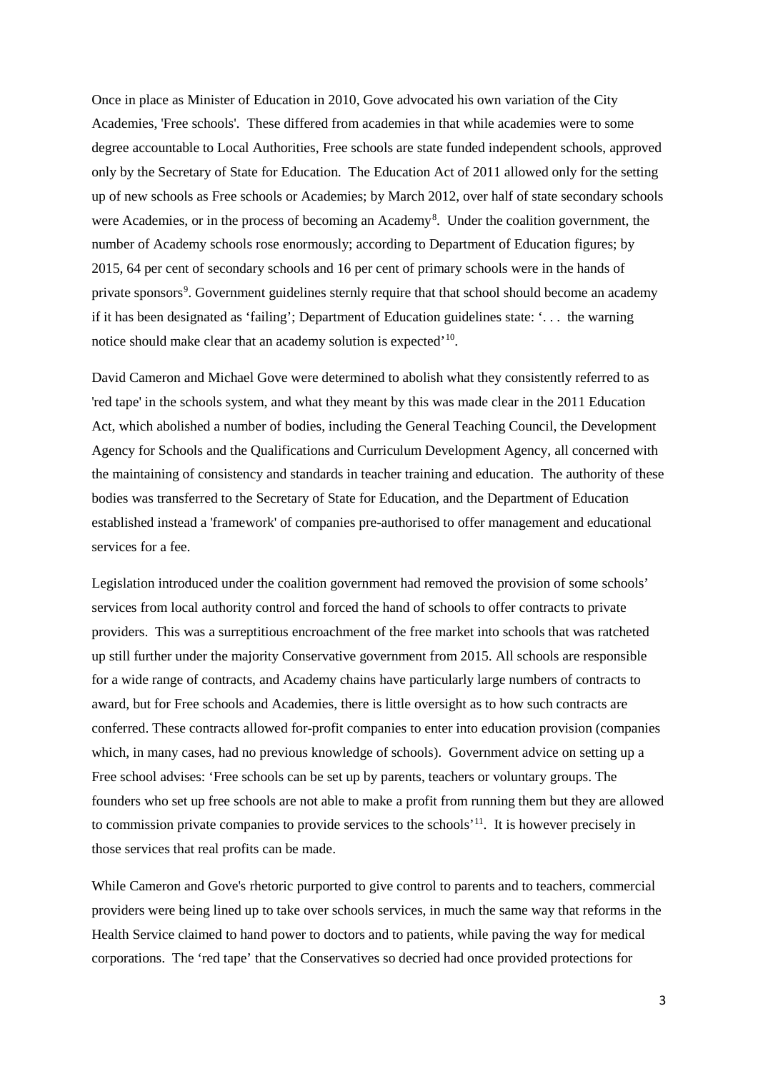Once in place as Minister of Education in 2010, Gove advocated his own variation of the City Academies, 'Free schools'. These differed from academies in that while academies were to some degree accountable to Local Authorities, Free schools are state funded independent schools, approved only by the Secretary of State for Education. The Education Act of 2011 allowed only for the setting up of new schools as Free schools or Academies; by March 2012, over half of state secondary schools were Academies, or in the process of becoming an Academy[8]. Under the coalition government, the number of Academy schools rose enormously; according to Department of Education figures; by 2015, 64 per cent of secondary schools and 16 per cent of primary schools were in the hands of private sponsors[9]. Government guidelines sternly require that that school should become an academy if it has been designated as 'failing'; Department of Education guidelines state: '. . . the warning notice should make clear that an academy solution is expected'[10].

David Cameron and Michael Gove were determined to abolish what they consistently referred to as 'red tape' in the schools system, and what they meant by this was made clear in the 2011 Education Act, which abolished a number of bodies, including the General Teaching Council, the Development Agency for Schools and the Qualifications and Curriculum Development Agency, all concerned with the maintaining of consistency and standards in teacher training and education. The authority of these bodies was transferred to the Secretary of State for Education, and the Department of Education established instead a 'framework' of companies pre-authorised to offer management and educational services for a fee.

Legislation introduced under the coalition government had removed the provision of some schools' services from local authority control and forced the hand of schools to offer contracts to private providers. This was a surreptitious encroachment of the free market into schools that was ratcheted up still further under the majority Conservative government from 2015. All schools are responsible for a wide range of contracts, and Academy chains have particularly large numbers of contracts to award, but for Free schools and Academies, there is little oversight as to how such contracts are conferred. These contracts allowed for-profit companies to enter into education provision (companies which, in many cases, had no previous knowledge of schools). Government advice on setting up a Free school advises: 'Free schools can be set up by parents, teachers or voluntary groups. The founders who set up free schools are not able to make a profit from running them but they are allowed to commission private companies to provide services to the schools'[11]. It is however precisely in those services that real profits can be made.

While Cameron and Gove's rhetoric purported to give control to parents and to teachers, commercial providers were being lined up to take over schools services, in much the same way that reforms in the Health Service claimed to hand power to doctors and to patients, while paving the way for medical corporations. The 'red tape' that the Conservatives so decried had once provided protections for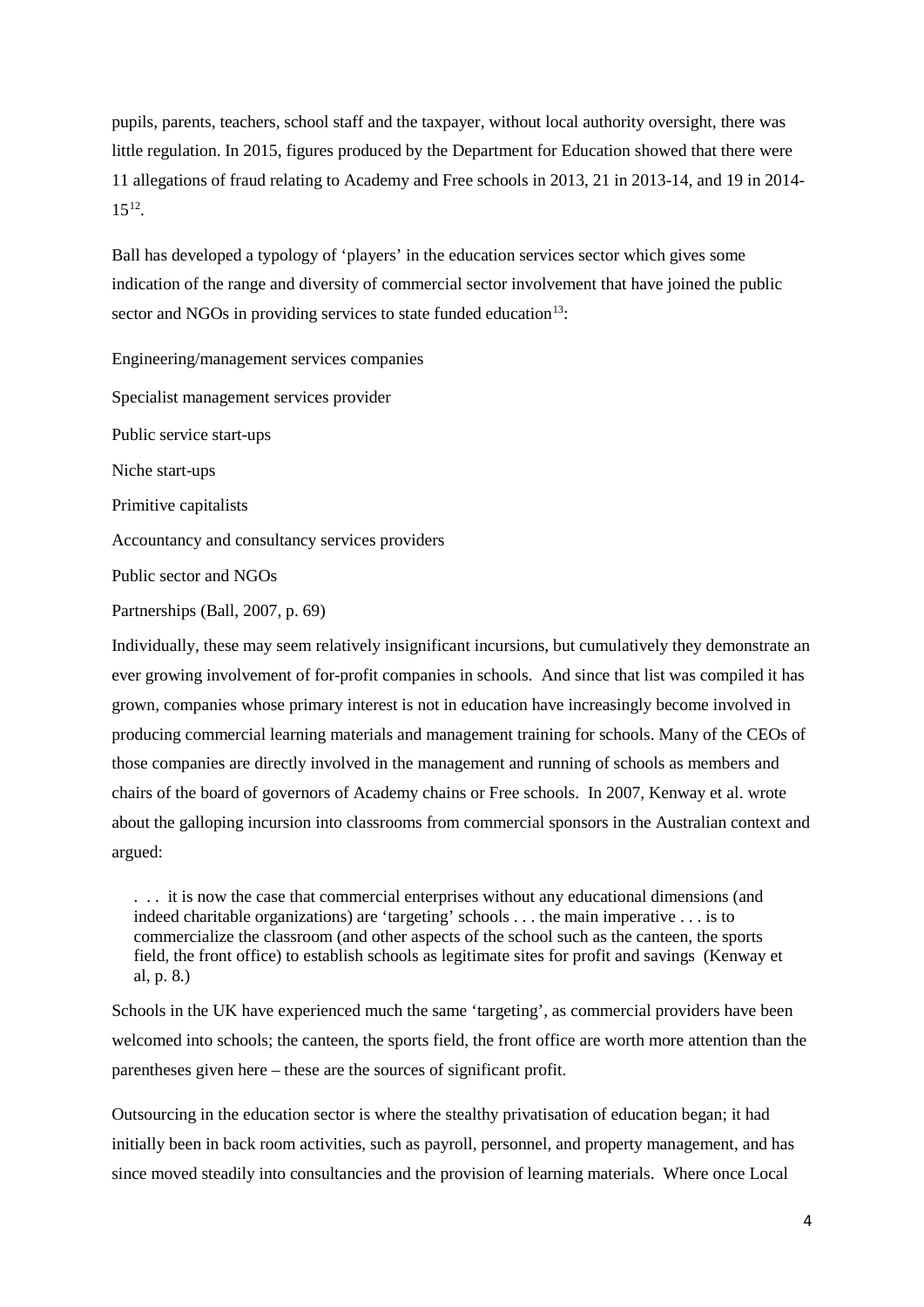pupils, parents, teachers, school staff and the taxpayer, without local authority oversight, there was little regulation. In 2015, figures produced by the Department for Education showed that there were 11 allegations of fraud relating to Academy and Free schools in 2013, 21 in 2013-14, and 19 in 2014-15[12].

Ball has developed a typology of 'players' in the education services sector which gives some indication of the range and diversity of commercial sector involvement that have joined the public sector and NGOs in providing services to state funded education[13]:

Engineering/management services companies

Specialist management services provider

Public service start-ups

Niche start-ups

Primitive capitalists

Accountancy and consultancy services providers

Public sector and NGOs

Partnerships (Ball, 2007, p. 69)

Individually, these may seem relatively insignificant incursions, but cumulatively they demonstrate an ever growing involvement of for-profit companies in schools. And since that list was compiled it has grown, companies whose primary interest is not in education have increasingly become involved in producing commercial learning materials and management training for schools. Many of the CEOs of those companies are directly involved in the management and running of schools as members and chairs of the board of governors of Academy chains or Free schools. In 2007, Kenway et al. wrote about the galloping incursion into classrooms from commercial sponsors in the Australian context and argued:

> . . . it is now the case that commercial enterprises without any educational dimensions (and indeed charitable organizations) are 'targeting' schools . . . the main imperative . . . is to commercialize the classroom (and other aspects of the school such as the canteen, the sports field, the front office) to establish schools as legitimate sites for profit and savings (Kenway et al, p. 8.)

Schools in the UK have experienced much the same 'targeting', as commercial providers have been welcomed into schools; the canteen, the sports field, the front office are worth more attention than the parentheses given here – these are the sources of significant profit.

Outsourcing in the education sector is where the stealthy privatisation of education began; it had initially been in back room activities, such as payroll, personnel, and property management, and has since moved steadily into consultancies and the provision of learning materials. Where once Local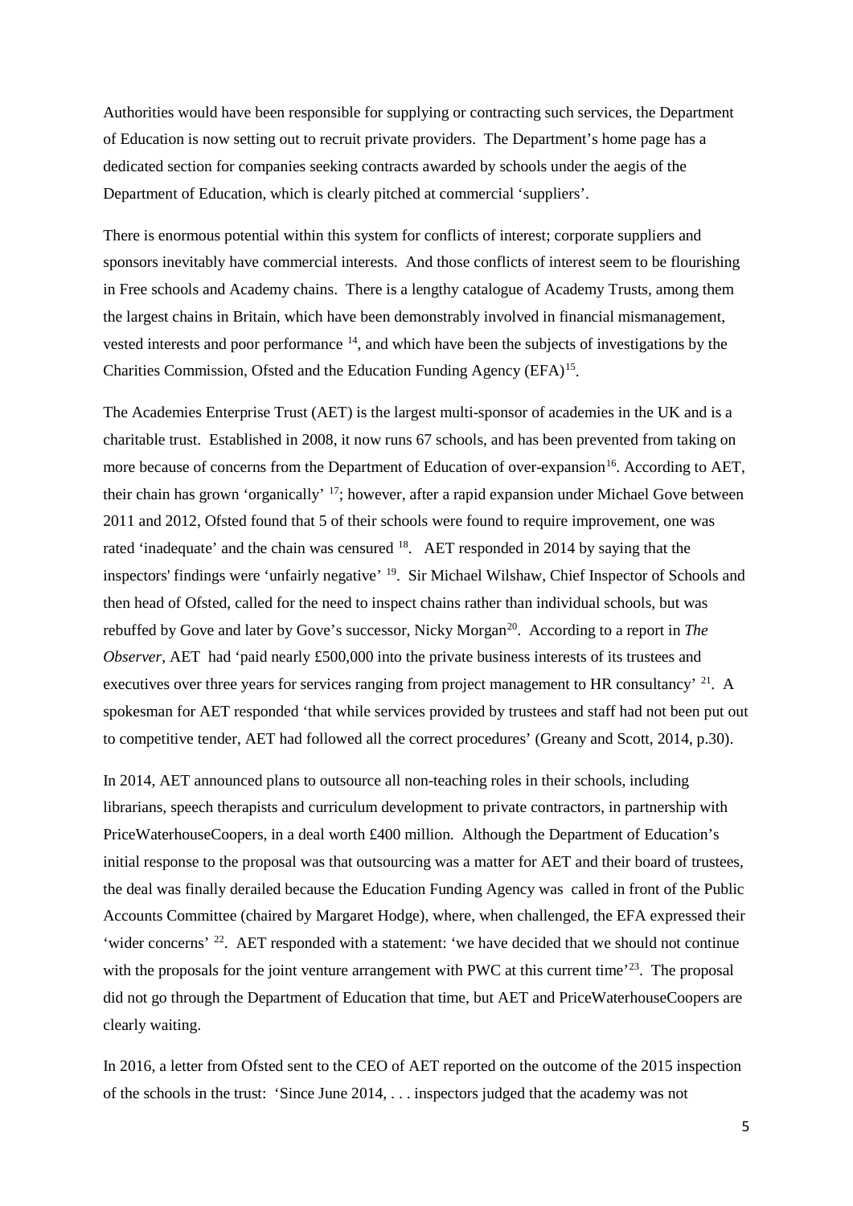Authorities would have been responsible for supplying or contracting such services, the Department of Education is now setting out to recruit private providers. The Department's home page has a dedicated section for companies seeking contracts awarded by schools under the aegis of the Department of Education, which is clearly pitched at commercial 'suppliers'.

There is enormous potential within this system for conflicts of interest; corporate suppliers and sponsors inevitably have commercial interests. And those conflicts of interest seem to be flourishing in Free schools and Academy chains. There is a lengthy catalogue of Academy Trusts, among them the largest chains in Britain, which have been demonstrably involved in financial mismanagement, vested interests and poor performance [14], and which have been the subjects of investigations by the Charities Commission, Ofsted and the Education Funding Agency (EFA)[15].

The Academies Enterprise Trust (AET) is the largest multi-sponsor of academies in the UK and is a charitable trust. Established in 2008, it now runs 67 schools, and has been prevented from taking on more because of concerns from the Department of Education of over-expansion[16]. According to AET, their chain has grown 'organically' [17]; however, after a rapid expansion under Michael Gove between 2011 and 2012, Ofsted found that 5 of their schools were found to require improvement, one was rated 'inadequate' and the chain was censured [18]. AET responded in 2014 by saying that the inspectors' findings were 'unfairly negative' [19]. Sir Michael Wilshaw, Chief Inspector of Schools and then head of Ofsted, called for the need to inspect chains rather than individual schools, but was rebuffed by Gove and later by Gove's successor, Nicky Morgan[20]. According to a report in *The Observer*, AET had 'paid nearly £500,000 into the private business interests of its trustees and executives over three years for services ranging from project management to HR consultancy' [21]. A spokesman for AET responded 'that while services provided by trustees and staff had not been put out to competitive tender, AET had followed all the correct procedures' (Greany and Scott, 2014, p.30).

In 2014, AET announced plans to outsource all non-teaching roles in their schools, including librarians, speech therapists and curriculum development to private contractors, in partnership with PriceWaterhouseCoopers, in a deal worth £400 million. Although the Department of Education's initial response to the proposal was that outsourcing was a matter for AET and their board of trustees, the deal was finally derailed because the Education Funding Agency was called in front of the Public Accounts Committee (chaired by Margaret Hodge), where, when challenged, the EFA expressed their 'wider concerns' [22]. AET responded with a statement: 'we have decided that we should not continue with the proposals for the joint venture arrangement with PWC at this current time'[23]. The proposal did not go through the Department of Education that time, but AET and PriceWaterhouseCoopers are clearly waiting.

In 2016, a letter from Ofsted sent to the CEO of AET reported on the outcome of the 2015 inspection of the schools in the trust: 'Since June 2014, . . . inspectors judged that the academy was not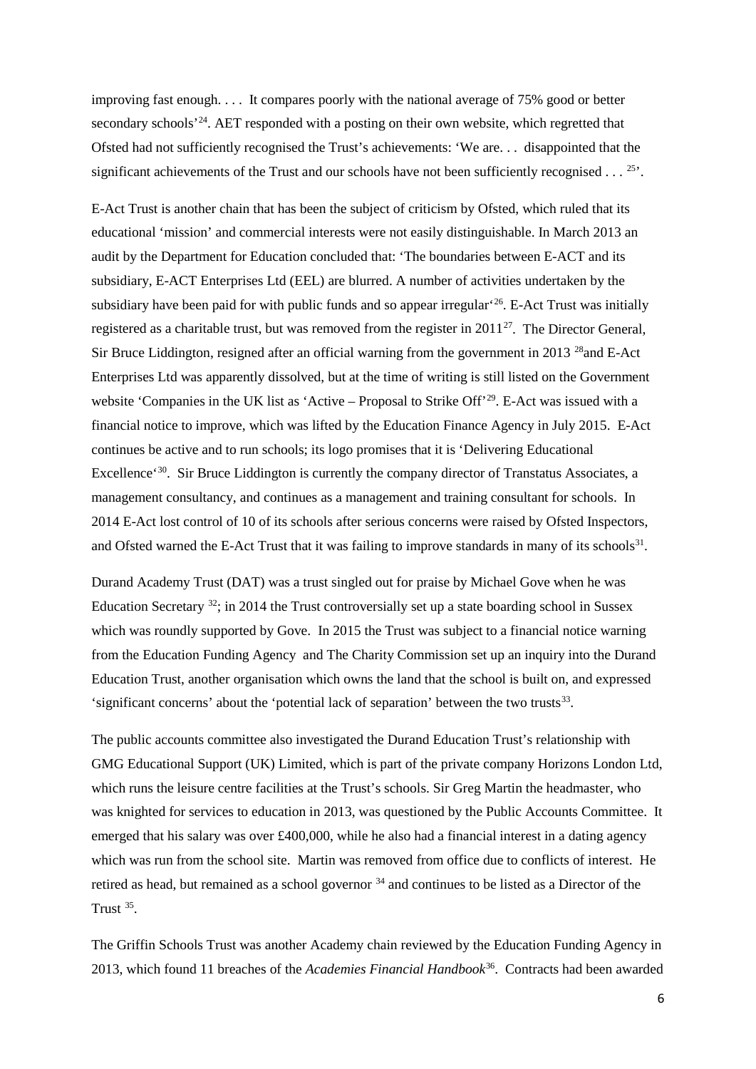improving fast enough. . . . It compares poorly with the national average of 75% good or better secondary schools'[24]. AET responded with a posting on their own website, which regretted that Ofsted had not sufficiently recognised the Trust's achievements: 'We are. . . disappointed that the significant achievements of the Trust and our schools have not been sufficiently recognised . . . [25]'.

E-Act Trust is another chain that has been the subject of criticism by Ofsted, which ruled that its educational 'mission' and commercial interests were not easily distinguishable. In March 2013 an audit by the Department for Education concluded that: 'The boundaries between E-ACT and its subsidiary, E-ACT Enterprises Ltd (EEL) are blurred. A number of activities undertaken by the subsidiary have been paid for with public funds and so appear irregular'[26]. E-Act Trust was initially registered as a charitable trust, but was removed from the register in 2011[27]. The Director General, Sir Bruce Liddington, resigned after an official warning from the government in 2013 [28]and E-Act Enterprises Ltd was apparently dissolved, but at the time of writing is still listed on the Government website 'Companies in the UK list as 'Active – Proposal to Strike Off'[29]. E-Act was issued with a financial notice to improve, which was lifted by the Education Finance Agency in July 2015. E-Act continues be active and to run schools; its logo promises that it is 'Delivering Educational Excellence'[30]. Sir Bruce Liddington is currently the company director of Transtatus Associates, a management consultancy, and continues as a management and training consultant for schools. In 2014 E-Act lost control of 10 of its schools after serious concerns were raised by Ofsted Inspectors, and Ofsted warned the E-Act Trust that it was failing to improve standards in many of its schools[31].

Durand Academy Trust (DAT) was a trust singled out for praise by Michael Gove when he was Education Secretary [32]; in 2014 the Trust controversially set up a state boarding school in Sussex which was roundly supported by Gove. In 2015 the Trust was subject to a financial notice warning from the Education Funding Agency and The Charity Commission set up an inquiry into the Durand Education Trust, another organisation which owns the land that the school is built on, and expressed 'significant concerns' about the 'potential lack of separation' between the two trusts[33].

The public accounts committee also investigated the Durand Education Trust's relationship with GMG Educational Support (UK) Limited, which is part of the private company Horizons London Ltd, which runs the leisure centre facilities at the Trust's schools. Sir Greg Martin the headmaster, who was knighted for services to education in 2013, was questioned by the Public Accounts Committee. It emerged that his salary was over £400,000, while he also had a financial interest in a dating agency which was run from the school site. Martin was removed from office due to conflicts of interest. He retired as head, but remained as a school governor [34] and continues to be listed as a Director of the Trust [35].

The Griffin Schools Trust was another Academy chain reviewed by the Education Funding Agency in 2013, which found 11 breaches of the *Academies Financial Handbook*[36]. Contracts had been awarded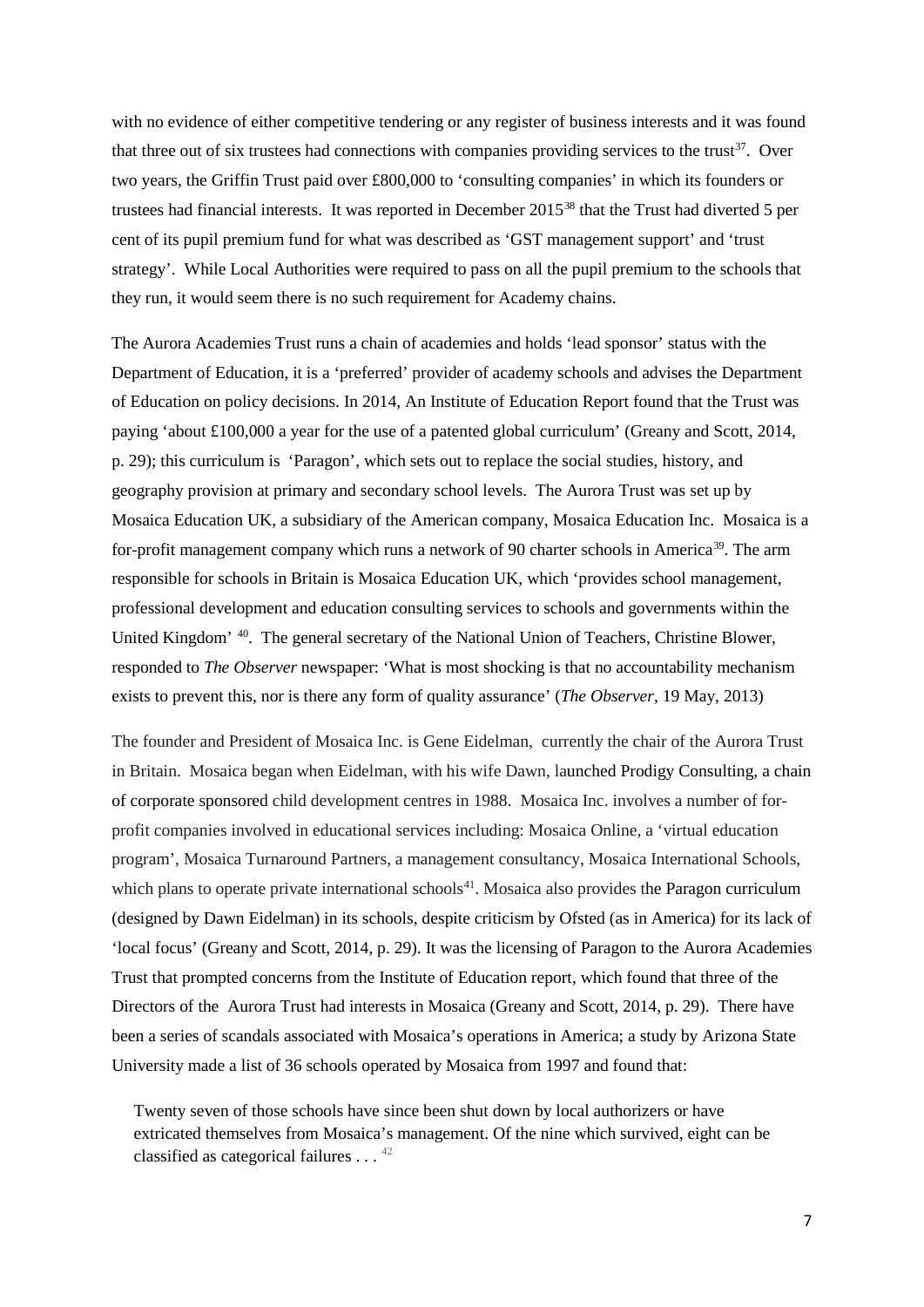with no evidence of either competitive tendering or any register of business interests and it was found that three out of six trustees had connections with companies providing services to the trust[37]. Over two years, the Griffin Trust paid over £800,000 to 'consulting companies' in which its founders or trustees had financial interests. It was reported in December 2015[38] that the Trust had diverted 5 per cent of its pupil premium fund for what was described as 'GST management support' and 'trust strategy'. While Local Authorities were required to pass on all the pupil premium to the schools that they run, it would seem there is no such requirement for Academy chains.

The Aurora Academies Trust runs a chain of academies and holds 'lead sponsor' status with the Department of Education, it is a 'preferred' provider of academy schools and advises the Department of Education on policy decisions. In 2014, An Institute of Education Report found that the Trust was paying 'about £100,000 a year for the use of a patented global curriculum' (Greany and Scott, 2014, p. 29); this curriculum is 'Paragon', which sets out to replace the social studies, history, and geography provision at primary and secondary school levels. The Aurora Trust was set up by Mosaica Education UK, a subsidiary of the American company, Mosaica Education Inc. Mosaica is a for-profit management company which runs a network of 90 charter schools in America[39]. The arm responsible for schools in Britain is Mosaica Education UK, which 'provides school management, professional development and education consulting services to schools and governments within the United Kingdom' [40]. The general secretary of the National Union of Teachers, Christine Blower, responded to *The Observer* newspaper: 'What is most shocking is that no accountability mechanism exists to prevent this, nor is there any form of quality assurance' (*The Observer*, 19 May, 2013)

The founder and President of Mosaica Inc. is Gene Eidelman, currently the chair of the Aurora Trust in Britain. Mosaica began when Eidelman, with his wife Dawn, launched Prodigy Consulting, a chain of corporate sponsored child development centres in 1988. Mosaica Inc. involves a number of for-profit companies involved in educational services including: Mosaica Online, a 'virtual education program', Mosaica Turnaround Partners, a management consultancy, Mosaica International Schools, which plans to operate private international schools[41]. Mosaica also provides the Paragon curriculum (designed by Dawn Eidelman) in its schools, despite criticism by Ofsted (as in America) for its lack of 'local focus' (Greany and Scott, 2014, p. 29). It was the licensing of Paragon to the Aurora Academies Trust that prompted concerns from the Institute of Education report, which found that three of the Directors of the Aurora Trust had interests in Mosaica (Greany and Scott, 2014, p. 29). There have been a series of scandals associated with Mosaica's operations in America; a study by Arizona State University made a list of 36 schools operated by Mosaica from 1997 and found that:

> Twenty seven of those schools have since been shut down by local authorizers or have extricated themselves from Mosaica's management. Of the nine which survived, eight can be classified as categorical failures . . . [42]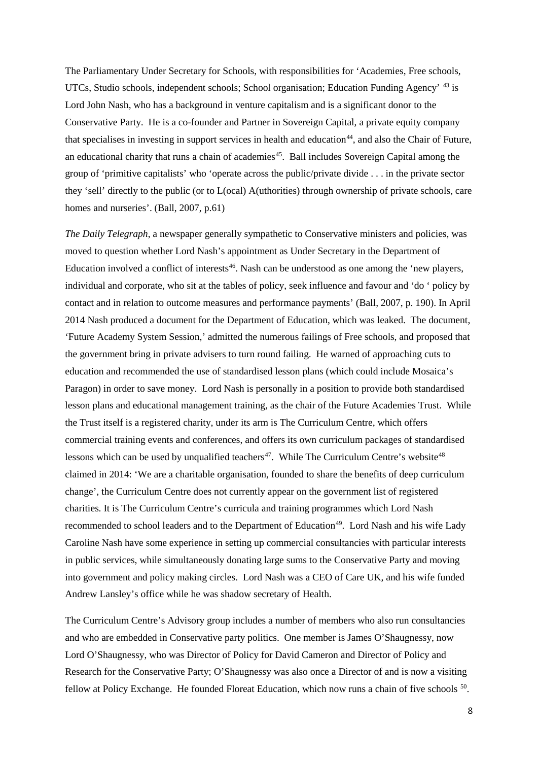The Parliamentary Under Secretary for Schools, with responsibilities for 'Academies, Free schools, UTCs, Studio schools, independent schools; School organisation; Education Funding Agency' [43] is Lord John Nash, who has a background in venture capitalism and is a significant donor to the Conservative Party. He is a co-founder and Partner in Sovereign Capital, a private equity company that specialises in investing in support services in health and education[44], and also the Chair of Future, an educational charity that runs a chain of academies[45]. Ball includes Sovereign Capital among the group of 'primitive capitalists' who 'operate across the public/private divide . . . in the private sector they 'sell' directly to the public (or to L(ocal) A(uthorities) through ownership of private schools, care homes and nurseries'. (Ball, 2007, p.61)

*The Daily Telegraph*, a newspaper generally sympathetic to Conservative ministers and policies, was moved to question whether Lord Nash's appointment as Under Secretary in the Department of Education involved a conflict of interests[46]. Nash can be understood as one among the 'new players, individual and corporate, who sit at the tables of policy, seek influence and favour and 'do ' policy by contact and in relation to outcome measures and performance payments' (Ball, 2007, p. 190). In April 2014 Nash produced a document for the Department of Education, which was leaked. The document, 'Future Academy System Session,' admitted the numerous failings of Free schools, and proposed that the government bring in private advisers to turn round failing. He warned of approaching cuts to education and recommended the use of standardised lesson plans (which could include Mosaica's Paragon) in order to save money. Lord Nash is personally in a position to provide both standardised lesson plans and educational management training, as the chair of the Future Academies Trust. While the Trust itself is a registered charity, under its arm is The Curriculum Centre, which offers commercial training events and conferences, and offers its own curriculum packages of standardised lessons which can be used by unqualified teachers[47]. While The Curriculum Centre's website[48] claimed in 2014: 'We are a charitable organisation, founded to share the benefits of deep curriculum change', the Curriculum Centre does not currently appear on the government list of registered charities. It is The Curriculum Centre's curricula and training programmes which Lord Nash recommended to school leaders and to the Department of Education[49]. Lord Nash and his wife Lady Caroline Nash have some experience in setting up commercial consultancies with particular interests in public services, while simultaneously donating large sums to the Conservative Party and moving into government and policy making circles. Lord Nash was a CEO of Care UK, and his wife funded Andrew Lansley's office while he was shadow secretary of Health.

The Curriculum Centre's Advisory group includes a number of members who also run consultancies and who are embedded in Conservative party politics. One member is James O'Shaugnessy, now Lord O'Shaugnessy, who was Director of Policy for David Cameron and Director of Policy and Research for the Conservative Party; O'Shaugnessy was also once a Director of and is now a visiting fellow at Policy Exchange. He founded Floreat Education, which now runs a chain of five schools [50].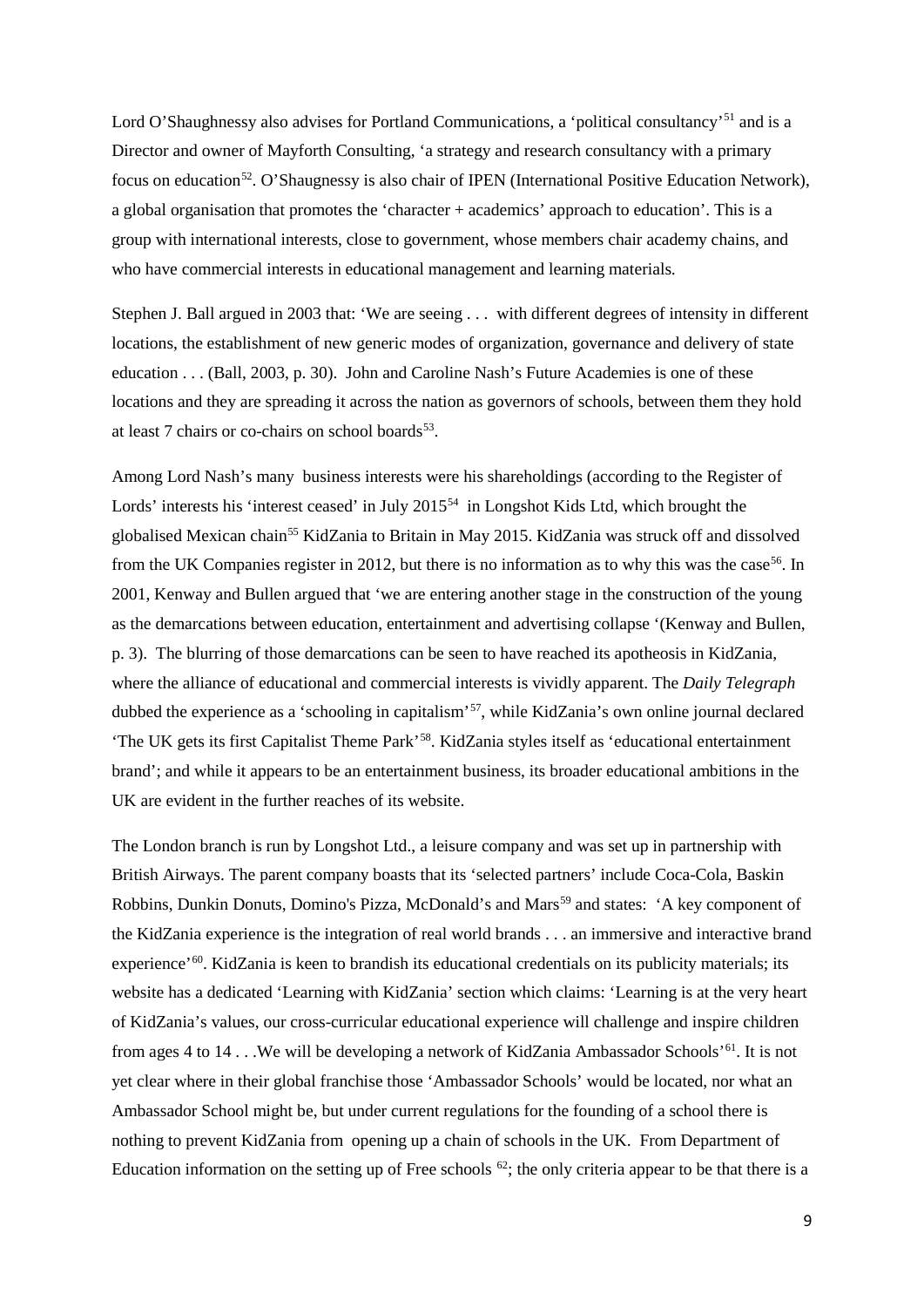Lord O'Shaughnessy also advises for Portland Communications, a 'political consultancy'[51] and is a Director and owner of Mayforth Consulting, 'a strategy and research consultancy with a primary focus on education[52]. O'Shaugnessy is also chair of IPEN (International Positive Education Network), a global organisation that promotes the 'character + academics' approach to education'. This is a group with international interests, close to government, whose members chair academy chains, and who have commercial interests in educational management and learning materials.

Stephen J. Ball argued in 2003 that: 'We are seeing . . . with different degrees of intensity in different locations, the establishment of new generic modes of organization, governance and delivery of state education . . . (Ball, 2003, p. 30). John and Caroline Nash's Future Academies is one of these locations and they are spreading it across the nation as governors of schools, between them they hold at least 7 chairs or co-chairs on school boards[53].

Among Lord Nash's many business interests were his shareholdings (according to the Register of Lords' interests his 'interest ceased' in July 2015[54] in Longshot Kids Ltd, which brought the globalised Mexican chain[55] KidZania to Britain in May 2015. KidZania was struck off and dissolved from the UK Companies register in 2012, but there is no information as to why this was the case[56]. In 2001, Kenway and Bullen argued that 'we are entering another stage in the construction of the young as the demarcations between education, entertainment and advertising collapse '(Kenway and Bullen, p. 3). The blurring of those demarcations can be seen to have reached its apotheosis in KidZania, where the alliance of educational and commercial interests is vividly apparent. The *Daily Telegraph* dubbed the experience as a 'schooling in capitalism'[57], while KidZania's own online journal declared 'The UK gets its first Capitalist Theme Park'[58]. KidZania styles itself as 'educational entertainment brand'; and while it appears to be an entertainment business, its broader educational ambitions in the UK are evident in the further reaches of its website.

The London branch is run by Longshot Ltd., a leisure company and was set up in partnership with British Airways. The parent company boasts that its 'selected partners' include Coca-Cola, Baskin Robbins, Dunkin Donuts, Domino's Pizza, McDonald's and Mars[59] and states: 'A key component of the KidZania experience is the integration of real world brands . . . an immersive and interactive brand experience'[60]. KidZania is keen to brandish its educational credentials on its publicity materials; its website has a dedicated 'Learning with KidZania' section which claims: 'Learning is at the very heart of KidZania's values, our cross-curricular educational experience will challenge and inspire children from ages 4 to 14 . . .We will be developing a network of KidZania Ambassador Schools'[61]. It is not yet clear where in their global franchise those 'Ambassador Schools' would be located, nor what an Ambassador School might be, but under current regulations for the founding of a school there is nothing to prevent KidZania from opening up a chain of schools in the UK. From Department of Education information on the setting up of Free schools [62]; the only criteria appear to be that there is a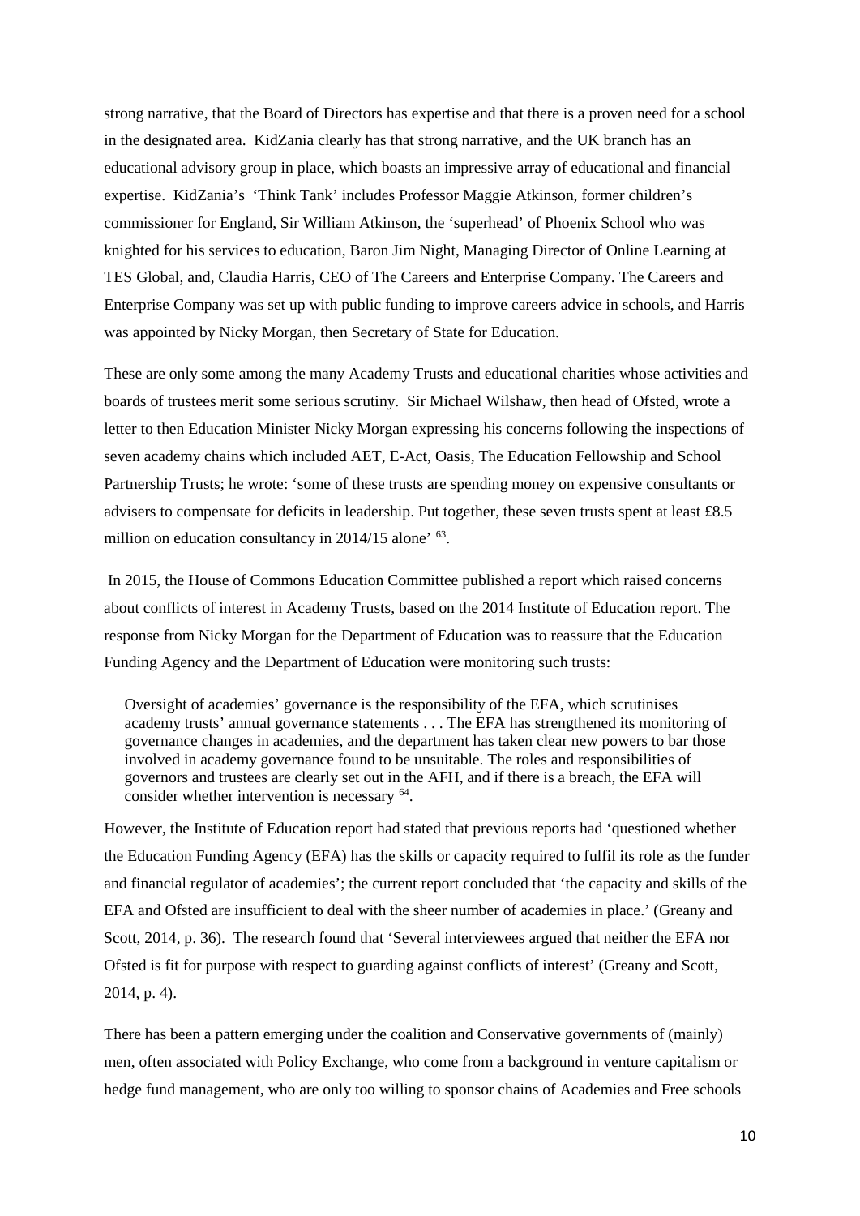strong narrative, that the Board of Directors has expertise and that there is a proven need for a school in the designated area. KidZania clearly has that strong narrative, and the UK branch has an educational advisory group in place, which boasts an impressive array of educational and financial expertise. KidZania's 'Think Tank' includes Professor Maggie Atkinson, former children's commissioner for England, Sir William Atkinson, the 'superhead' of Phoenix School who was knighted for his services to education, Baron Jim Night, Managing Director of Online Learning at TES Global, and, Claudia Harris, CEO of The Careers and Enterprise Company. The Careers and Enterprise Company was set up with public funding to improve careers advice in schools, and Harris was appointed by Nicky Morgan, then Secretary of State for Education.

These are only some among the many Academy Trusts and educational charities whose activities and boards of trustees merit some serious scrutiny. Sir Michael Wilshaw, then head of Ofsted, wrote a letter to then Education Minister Nicky Morgan expressing his concerns following the inspections of seven academy chains which included AET, E-Act, Oasis, The Education Fellowship and School Partnership Trusts; he wrote: 'some of these trusts are spending money on expensive consultants or advisers to compensate for deficits in leadership. Put together, these seven trusts spent at least £8.5 million on education consultancy in 2014/15 alone' [63].

In 2015, the House of Commons Education Committee published a report which raised concerns about conflicts of interest in Academy Trusts, based on the 2014 Institute of Education report. The response from Nicky Morgan for the Department of Education was to reassure that the Education Funding Agency and the Department of Education were monitoring such trusts:

> Oversight of academies' governance is the responsibility of the EFA, which scrutinises academy trusts' annual governance statements . . . The EFA has strengthened its monitoring of governance changes in academies, and the department has taken clear new powers to bar those involved in academy governance found to be unsuitable. The roles and responsibilities of governors and trustees are clearly set out in the AFH, and if there is a breach, the EFA will consider whether intervention is necessary [64].

However, the Institute of Education report had stated that previous reports had 'questioned whether the Education Funding Agency (EFA) has the skills or capacity required to fulfil its role as the funder and financial regulator of academies'; the current report concluded that 'the capacity and skills of the EFA and Ofsted are insufficient to deal with the sheer number of academies in place.' (Greany and Scott, 2014, p. 36). The research found that 'Several interviewees argued that neither the EFA nor Ofsted is fit for purpose with respect to guarding against conflicts of interest' (Greany and Scott, 2014, p. 4).

There has been a pattern emerging under the coalition and Conservative governments of (mainly) men, often associated with Policy Exchange, who come from a background in venture capitalism or hedge fund management, who are only too willing to sponsor chains of Academies and Free schools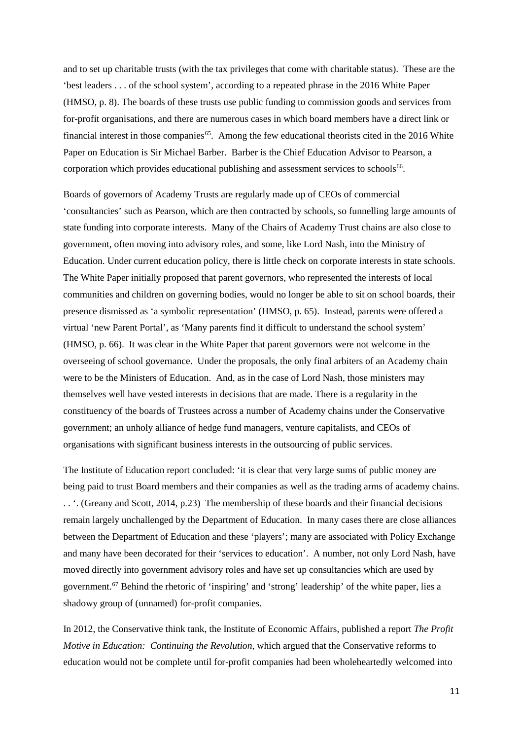and to set up charitable trusts (with the tax privileges that come with charitable status). These are the 'best leaders . . . of the school system', according to a repeated phrase in the 2016 White Paper (HMSO, p. 8). The boards of these trusts use public funding to commission goods and services from for-profit organisations, and there are numerous cases in which board members have a direct link or financial interest in those companies[65]. Among the few educational theorists cited in the 2016 White Paper on Education is Sir Michael Barber. Barber is the Chief Education Advisor to Pearson, a corporation which provides educational publishing and assessment services to schools[66].

Boards of governors of Academy Trusts are regularly made up of CEOs of commercial 'consultancies' such as Pearson, which are then contracted by schools, so funnelling large amounts of state funding into corporate interests. Many of the Chairs of Academy Trust chains are also close to government, often moving into advisory roles, and some, like Lord Nash, into the Ministry of Education. Under current education policy, there is little check on corporate interests in state schools. The White Paper initially proposed that parent governors, who represented the interests of local communities and children on governing bodies, would no longer be able to sit on school boards, their presence dismissed as 'a symbolic representation' (HMSO, p. 65). Instead, parents were offered a virtual 'new Parent Portal', as 'Many parents find it difficult to understand the school system' (HMSO, p. 66). It was clear in the White Paper that parent governors were not welcome in the overseeing of school governance. Under the proposals, the only final arbiters of an Academy chain were to be the Ministers of Education. And, as in the case of Lord Nash, those ministers may themselves well have vested interests in decisions that are made. There is a regularity in the constituency of the boards of Trustees across a number of Academy chains under the Conservative government; an unholy alliance of hedge fund managers, venture capitalists, and CEOs of organisations with significant business interests in the outsourcing of public services.

The Institute of Education report concluded: 'it is clear that very large sums of public money are being paid to trust Board members and their companies as well as the trading arms of academy chains. . . '. (Greany and Scott, 2014, p.23) The membership of these boards and their financial decisions remain largely unchallenged by the Department of Education. In many cases there are close alliances between the Department of Education and these 'players'; many are associated with Policy Exchange and many have been decorated for their 'services to education'. A number, not only Lord Nash, have moved directly into government advisory roles and have set up consultancies which are used by government.[67] Behind the rhetoric of 'inspiring' and 'strong' leadership' of the white paper, lies a shadowy group of (unnamed) for-profit companies.

In 2012, the Conservative think tank, the Institute of Economic Affairs, published a report *The Profit Motive in Education: Continuing the Revolution*, which argued that the Conservative reforms to education would not be complete until for-profit companies had been wholeheartedly welcomed into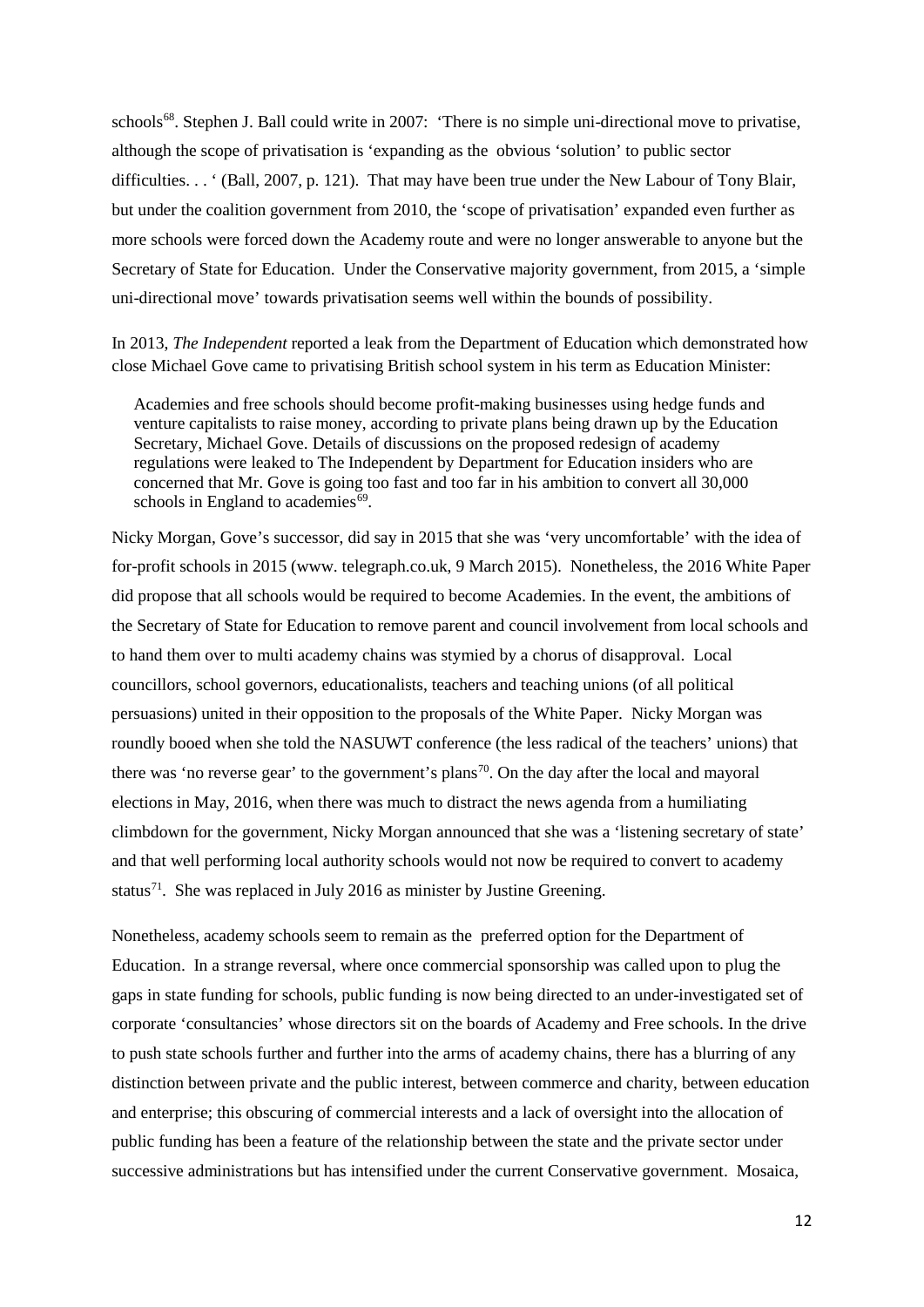schools[68]. Stephen J. Ball could write in 2007: 'There is no simple uni-directional move to privatise, although the scope of privatisation is 'expanding as the obvious 'solution' to public sector difficulties. . . ' (Ball, 2007, p. 121). That may have been true under the New Labour of Tony Blair, but under the coalition government from 2010, the 'scope of privatisation' expanded even further as more schools were forced down the Academy route and were no longer answerable to anyone but the Secretary of State for Education. Under the Conservative majority government, from 2015, a 'simple uni-directional move' towards privatisation seems well within the bounds of possibility.

In 2013, *The Independent* reported a leak from the Department of Education which demonstrated how close Michael Gove came to privatising British school system in his term as Education Minister:

> Academies and free schools should become profit-making businesses using hedge funds and venture capitalists to raise money, according to private plans being drawn up by the Education Secretary, Michael Gove. Details of discussions on the proposed redesign of academy regulations were leaked to The Independent by Department for Education insiders who are concerned that Mr. Gove is going too fast and too far in his ambition to convert all 30,000 schools in England to academies[69].

Nicky Morgan, Gove's successor, did say in 2015 that she was 'very uncomfortable' with the idea of for-profit schools in 2015 (www. telegraph.co.uk, 9 March 2015). Nonetheless, the 2016 White Paper did propose that all schools would be required to become Academies. In the event, the ambitions of the Secretary of State for Education to remove parent and council involvement from local schools and to hand them over to multi academy chains was stymied by a chorus of disapproval. Local councillors, school governors, educationalists, teachers and teaching unions (of all political persuasions) united in their opposition to the proposals of the White Paper. Nicky Morgan was roundly booed when she told the NASUWT conference (the less radical of the teachers' unions) that there was 'no reverse gear' to the government's plans[70]. On the day after the local and mayoral elections in May, 2016, when there was much to distract the news agenda from a humiliating climbdown for the government, Nicky Morgan announced that she was a 'listening secretary of state' and that well performing local authority schools would not now be required to convert to academy status[71]. She was replaced in July 2016 as minister by Justine Greening.

Nonetheless, academy schools seem to remain as the preferred option for the Department of Education. In a strange reversal, where once commercial sponsorship was called upon to plug the gaps in state funding for schools, public funding is now being directed to an under-investigated set of corporate 'consultancies' whose directors sit on the boards of Academy and Free schools. In the drive to push state schools further and further into the arms of academy chains, there has a blurring of any distinction between private and the public interest, between commerce and charity, between education and enterprise; this obscuring of commercial interests and a lack of oversight into the allocation of public funding has been a feature of the relationship between the state and the private sector under successive administrations but has intensified under the current Conservative government. Mosaica,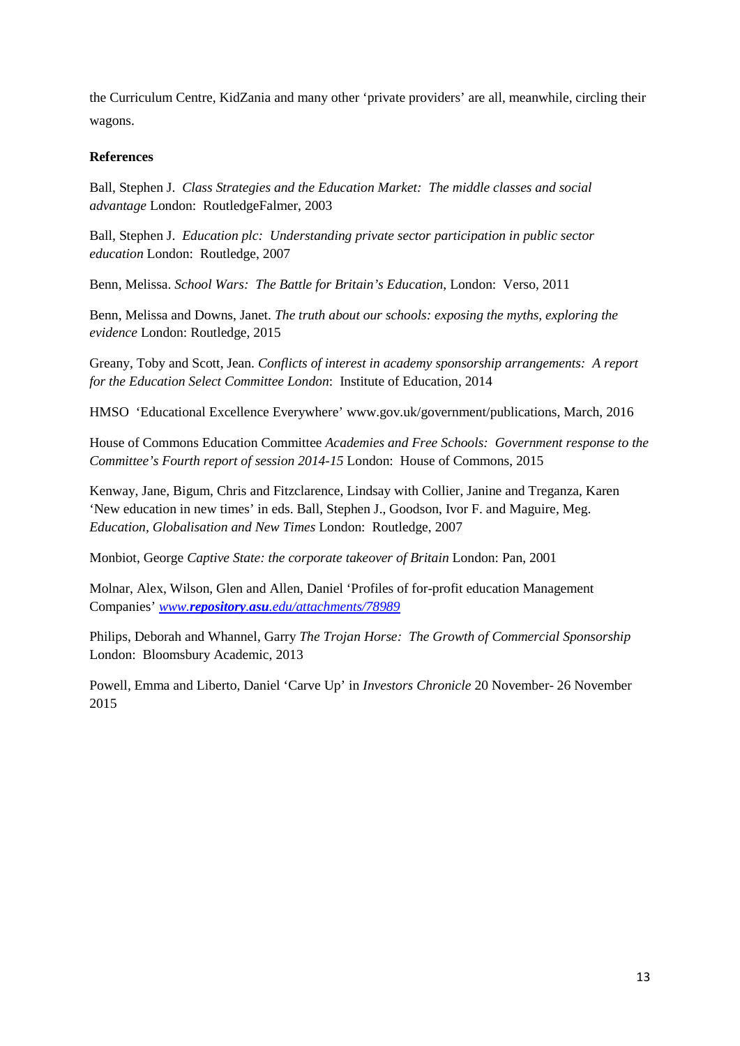the Curriculum Centre, KidZania and many other 'private providers' are all, meanwhile, circling their wagons.

**References**

Ball, Stephen J. *Class Strategies and the Education Market: The middle classes and social advantage* London: RoutledgeFalmer, 2003

Ball, Stephen J. *Education plc: Understanding private sector participation in public sector education* London: Routledge, 2007

Benn, Melissa. *School Wars: The Battle for Britain's Education*, London: Verso, 2011

Benn, Melissa and Downs, Janet. *The truth about our schools: exposing the myths, exploring the evidence* London: Routledge, 2015

Greany, Toby and Scott, Jean. *Conflicts of interest in academy sponsorship arrangements: A report for the Education Select Committee London*: Institute of Education, 2014

HMSO 'Educational Excellence Everywhere' www.gov.uk/government/publications, March, 2016

House of Commons Education Committee *Academies and Free Schools: Government response to the Committee's Fourth report of session 2014-15* London: House of Commons, 2015

Kenway, Jane, Bigum, Chris and Fitzclarence, Lindsay with Collier, Janine and Treganza, Karen 'New education in new times' in eds. Ball, Stephen J., Goodson, Ivor F. and Maguire, Meg. *Education, Globalisation and New Times* London: Routledge, 2007

Monbiot, George *Captive State: the corporate takeover of Britain* London: Pan, 2001

Molnar, Alex, Wilson, Glen and Allen, Daniel 'Profiles of for-profit education Management Companies' *www.**repository.asu**.edu/attachments/78989*

Philips, Deborah and Whannel, Garry *The Trojan Horse: The Growth of Commercial Sponsorship* London: Bloomsbury Academic, 2013

Powell, Emma and Liberto, Daniel 'Carve Up' in *Investors Chronicle* 20 November- 26 November 2015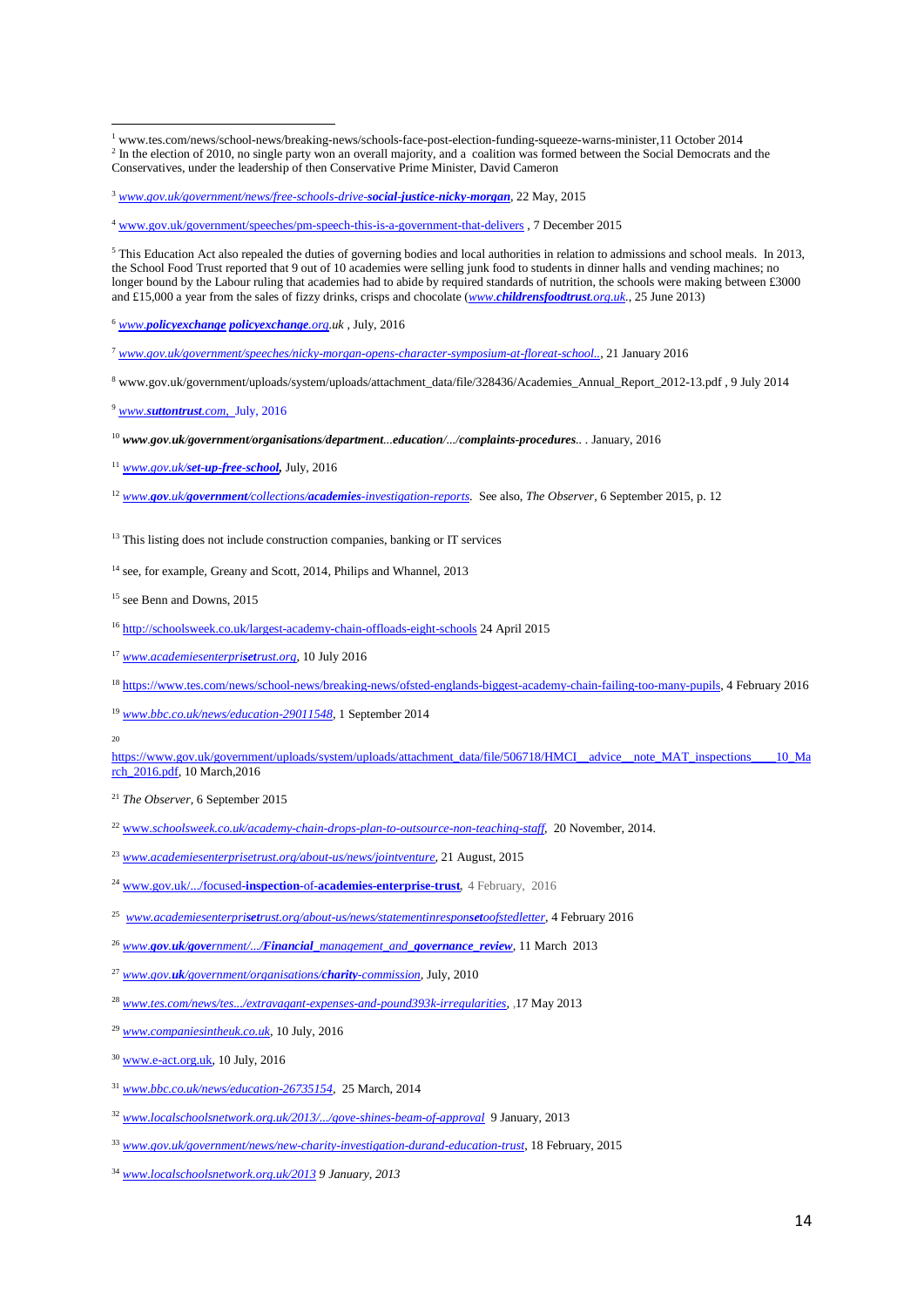[1] www.tes.com/news/school-news/breaking-news/schools-face-post-election-funding-squeeze-warns-minister,11 October 2014

[2] In the election of 2010, no single party won an overall majority, and a coalition was formed between the Social Democrats and the Conservatives, under the leadership of then Conservative Prime Minister, David Cameron

[3] *www.gov.uk/government/news/free-schools-drive-**social-justice-nicky-morgan***, 22 May, 2015

[4] www.gov.uk/government/speeches/pm-speech-this-is-a-government-that-delivers , 7 December 2015

[5] This Education Act also repealed the duties of governing bodies and local authorities in relation to admissions and school meals. In 2013, the School Food Trust reported that 9 out of 10 academies were selling junk food to students in dinner halls and vending machines; no longer bound by the Labour ruling that academies had to abide by required standards of nutrition, the schools were making between £3000 and £15,000 a year from the sales of fizzy drinks, crisps and chocolate (*www.**childrensfoodtrust**.org.uk.*, 25 June 2013)

[6] *www.**policyexchange** **policyexchange**.org.uk* , July, 2016

[7] *www.gov.uk/government/speeches/nicky-morgan-opens-character-symposium-at-floreat-school..*, 21 January 2016

[8] www.gov.uk/government/uploads/system/uploads/attachment_data/file/328436/Academies_Annual_Report_2012-13.pdf , 9 July 2014

[9] *www.**suttontrust**.com,* July, 2016

[10] ***www.gov.uk/government/organisations/department...education/.../complaints-procedures***.. . January, 2016

[11] *www.gov.uk/**set-up-free-school**,* July, 2016

[12] *www.**gov**.uk/**government**/collections/**academies**-investigation-reports.* See also, *The Observer*, 6 September 2015, p. 12

[13] This listing does not include construction companies, banking or IT services

[14] see, for example, Greany and Scott, 2014, Philips and Whannel, 2013

[15] see Benn and Downs, 2015

[16] http://schoolsweek.co.uk/largest-academy-chain-offloads-eight-schools 24 April 2015

[17] *www.academiesenterpri**set**rust.org*, 10 July 2016

[18] https://www.tes.com/news/school-news/breaking-news/ofsted-englands-biggest-academy-chain-failing-too-many-pupils, 4 February 2016

[19] *www.bbc.co.uk/news/education-29011548*, 1 September 2014

[20] https://www.gov.uk/government/uploads/system/uploads/attachment_data/file/506718/HMCI__advice__note_MAT_inspections____10_March_2016.pdf, 10 March,2016

[21] *The Observer*, 6 September 2015

[22] *www.schoolsweek.co.uk/academy-chain-drops-plan-to-outsource-non-teaching-staff*, 20 November, 2014.

[23] *www.academiesenterprisetrust.org/about-us/news/jointventure*, 21 August, 2015

[24] www.gov.uk/.../focused-**inspection**-of-**academies-enterprise-trust**, 4 February, 2016

[25] *www.academiesenterpri**set**rust.org/about-us/news/statementinrespon**set**oofstedletter*, 4 February 2016

[26] *www.**gov.uk/gov**ernment/.../**Financial**_management_and_**governance_review***, 11 March 2013

[27] *www.gov.**uk**/government/organisations/**charity**-commission*, July, 2010

[28] *www.tes.com/news/tes.../extravagant-expenses-and-pound393k-irregularities*, ,17 May 2013

[29] *www.companiesintheuk.co.uk*, 10 July, 2016

[30] www.e-act.org.uk, 10 July, 2016

[31] *www.bbc.co.uk/news/education-26735154*, 25 March, 2014

[32] *www.localschoolsnetwork.org.uk/2013/.../gove-shines-beam-of-approval* 9 January, 2013

[33] *www.gov.uk/government/news/new-charity-investigation-durand-education-trust*, 18 February, 2015

[34] *www.localschoolsnetwork.org.uk/2013 9 January, 2013*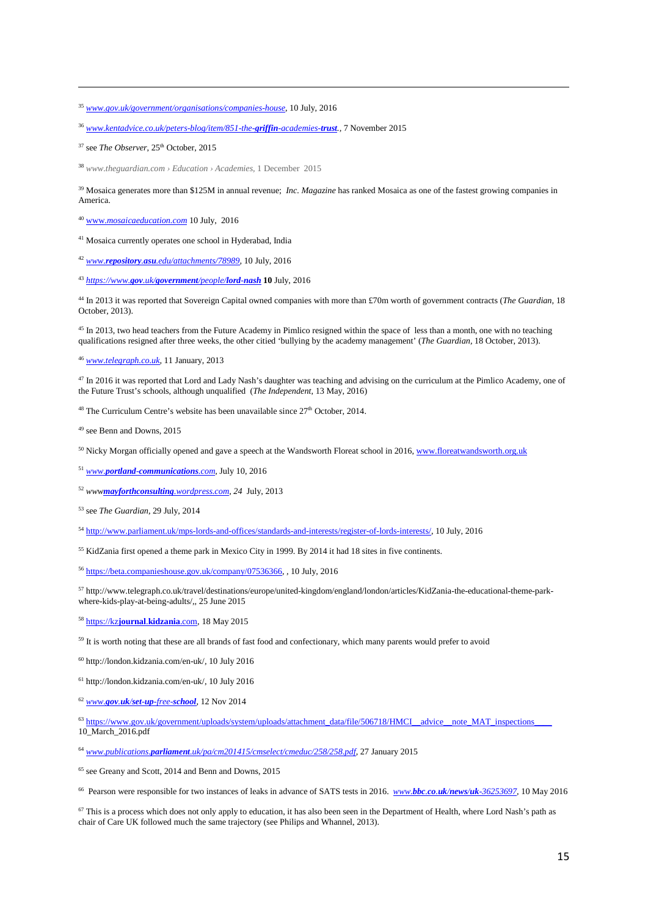[35] *www.gov.uk/government/organisations/companies-house*, 10 July, 2016

[36] *www.kentadvice.co.uk/peters-blog/item/851-the-**griffin**-academies-**trust**.*, 7 November 2015

[37] see *The Observer*, 25th October, 2015

[38] *www.theguardian.com › Education › Academies*, 1 December 2015

[39] Mosaica generates more than $125M in annual revenue; *Inc. Magazine* has ranked Mosaica as one of the fastest growing companies in America.

[40] *www.mosaicaeducation.com* 10 July, 2016

[41] Mosaica currently operates one school in Hyderabad, India

[42] *www.**repository**.**asu**.edu/attachments/78989*, 10 July, 2016

[43] *https://www.**gov**.uk/**government**/people/**lord-nash*** **10** July, 2016

[44] In 2013 it was reported that Sovereign Capital owned companies with more than £70m worth of government contracts (*The Guardian*, 18 October, 2013).

[45] In 2013, two head teachers from the Future Academy in Pimlico resigned within the space of less than a month, one with no teaching qualifications resigned after three weeks, the other citied 'bullying by the academy management' (*The Guardian*, 18 October, 2013).

[46] *www.telegraph.co.uk*, 11 January, 2013

[47] In 2016 it was reported that Lord and Lady Nash's daughter was teaching and advising on the curriculum at the Pimlico Academy, one of the Future Trust's schools, although unqualified (*The Independent*, 13 May, 2016)

[48] The Curriculum Centre's website has been unavailable since 27th October, 2014.

[49] see Benn and Downs, 2015

[50] Nicky Morgan officially opened and gave a speech at the Wandsworth Floreat school in 2016, www.floreatwandsworth.org.uk

[51] *www.**portland-communications**.com*, July 10, 2016

[52] *www**mayforthconsulting**.wordpress.com*, *24* July, 2013

[53] see *The Guardian*, 29 July, 2014

[54] http://www.parliament.uk/mps-lords-and-offices/standards-and-interests/register-of-lords-interests/, 10 July, 2016

[55] KidZania first opened a theme park in Mexico City in 1999. By 2014 it had 18 sites in five continents.

[56] https://beta.companieshouse.gov.uk/company/07536366, , 10 July, 2016

[57] http://www.telegraph.co.uk/travel/destinations/europe/united-kingdom/england/london/articles/KidZania-the-educational-theme-park-where-kids-play-at-being-adults/,, 25 June 2015

[58] https://kz**journal**.**kidzania**.com, 18 May 2015

[59] It is worth noting that these are all brands of fast food and confectionary, which many parents would prefer to avoid

[60] http://london.kidzania.com/en-uk/, 10 July 2016

[61] http://london.kidzania.com/en-uk/, 10 July 2016

[62] *www.**gov**.**uk**/**set-up**-free-**school***, 12 Nov 2014

[63] https://www.gov.uk/government/uploads/system/uploads/attachment_data/file/506718/HMCI__advice__note_MAT_inspections____10_March_2016.pdf

[64] *www.publications.**parliament**.uk/pa/cm201415/cmselect/cmeduc/258/258.pdf*, 27 January 2015

[65] see Greany and Scott, 2014 and Benn and Downs, 2015

[66] Pearson were responsible for two instances of leaks in advance of SATS tests in 2016. *www.**bbc**.**co**.**uk**/**news**/**uk**-36253697*, 10 May 2016

[67] This is a process which does not only apply to education, it has also been seen in the Department of Health, where Lord Nash's path as chair of Care UK followed much the same trajectory (see Philips and Whannel, 2013).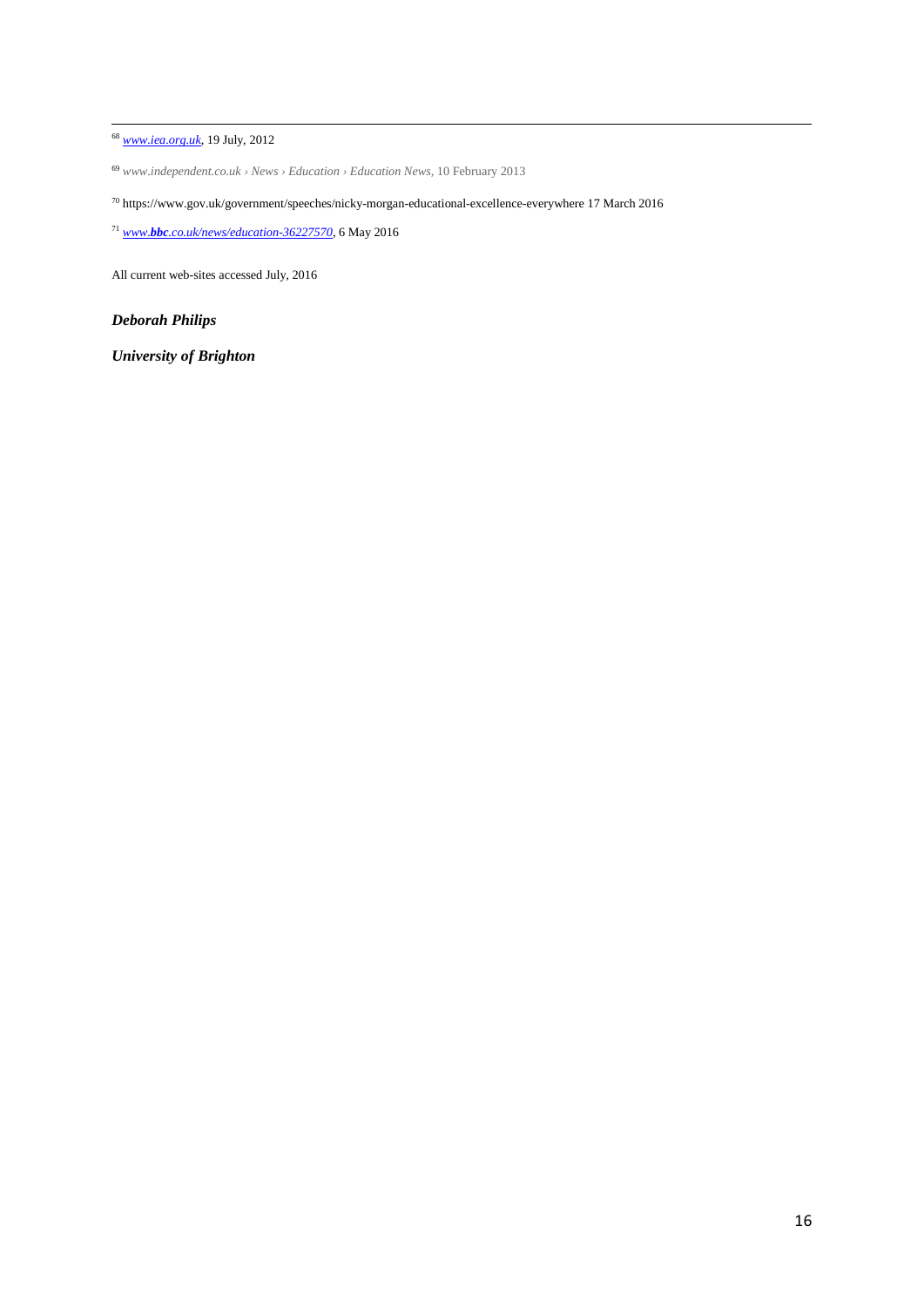[68] *www.iea.org.uk*, 19 July, 2012

[69] *www.independent.co.uk › News › Education › Education News*, 10 February 2013

[70] https://www.gov.uk/government/speeches/nicky-morgan-educational-excellence-everywhere 17 March 2016

[71] *www.bbc.co.uk/news/education-36227570*, 6 May 2016

All current web-sites accessed July, 2016

***Deborah Philips***

***University of Brighton***